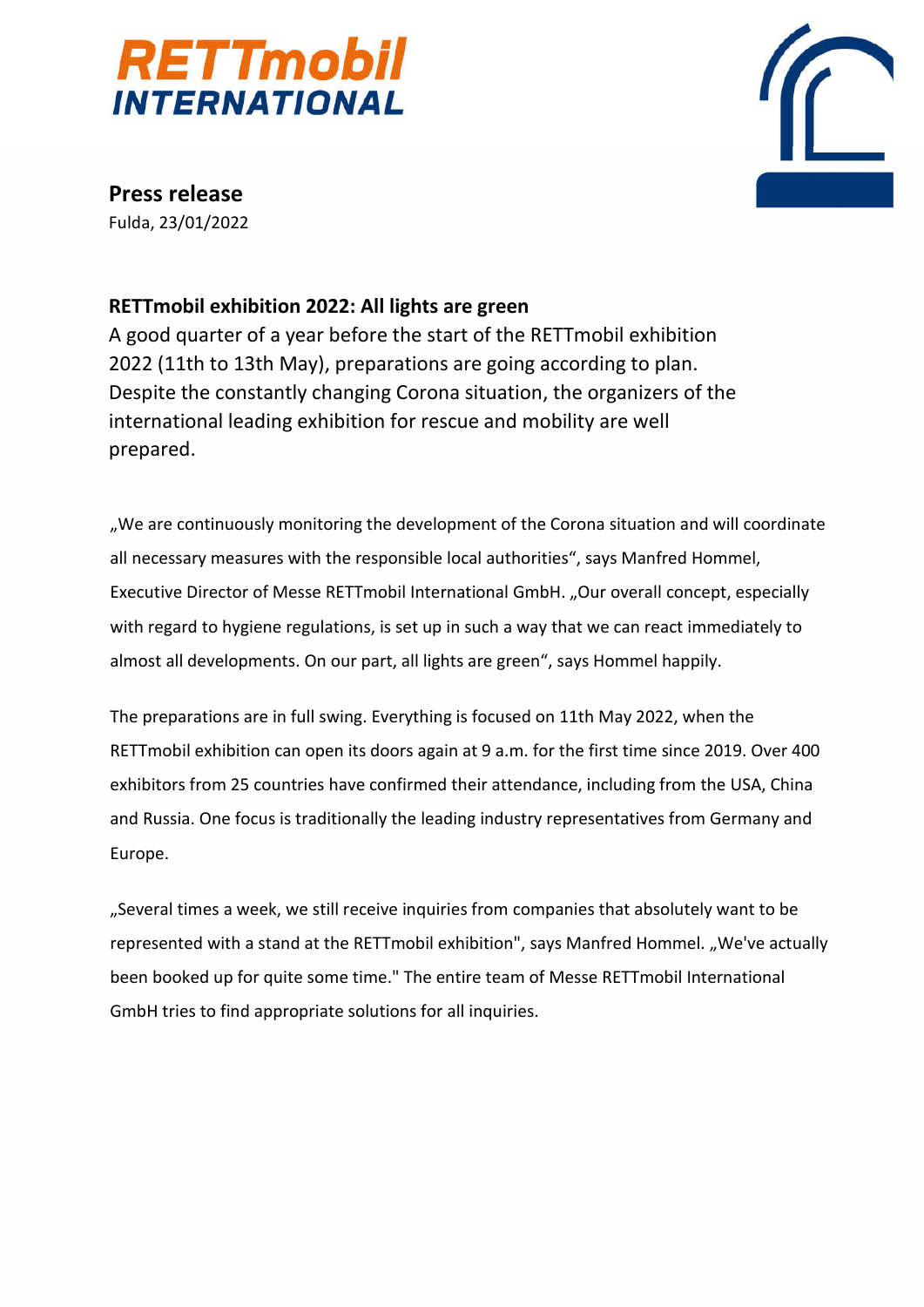RETTmobil INTERNATIONAL

**Press release**
Fulda, 23/01/2022

## RETTmobil exhibition 2022: All lights are green

A good quarter of a year before the start of the RETTmobil exhibition 2022 (11th to 13th May), preparations are going according to plan. Despite the constantly changing Corona situation, the organizers of the international leading exhibition for rescue and mobility are well prepared.

„We are continuously monitoring the development of the Corona situation and will coordinate all necessary measures with the responsible local authorities“, says Manfred Hommel, Executive Director of Messe RETTmobil International GmbH. „Our overall concept, especially with regard to hygiene regulations, is set up in such a way that we can react immediately to almost all developments. On our part, all lights are green“, says Hommel happily.

The preparations are in full swing. Everything is focused on 11th May 2022, when the RETTmobil exhibition can open its doors again at 9 a.m. for the first time since 2019. Over 400 exhibitors from 25 countries have confirmed their attendance, including from the USA, China and Russia. One focus is traditionally the leading industry representatives from Germany and Europe.

„Several times a week, we still receive inquiries from companies that absolutely want to be represented with a stand at the RETTmobil exhibition", says Manfred Hommel. „We've actually been booked up for quite some time." The entire team of Messe RETTmobil International GmbH tries to find appropriate solutions for all inquiries.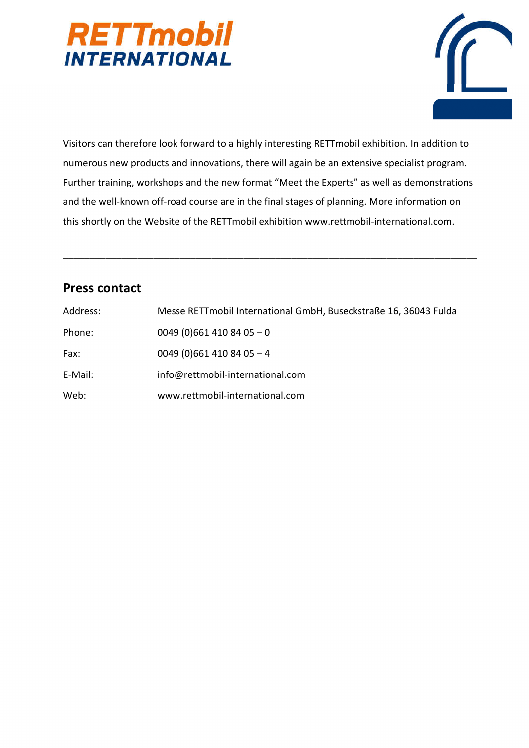Visitors can therefore look forward to a highly interesting RETTmobil exhibition. In addition to numerous new products and innovations, there will again be an extensive specialist program. Further training, workshops and the new format "Meet the Experts" as well as demonstrations and the well-known off-road course are in the final stages of planning. More information on this shortly on the Website of the RETTmobil exhibition www.rettmobil-international.com.

---

## Press contact

| | |
|---|---|
| Address: | Messe RETTmobil International GmbH, Buseckstraße 16, 36043 Fulda |
| Phone: | 0049 (0)661 410 84 05 – 0 |
| Fax: | 0049 (0)661 410 84 05 – 4 |
| E-Mail: | info@rettmobil-international.com |
| Web: | www.rettmobil-international.com |